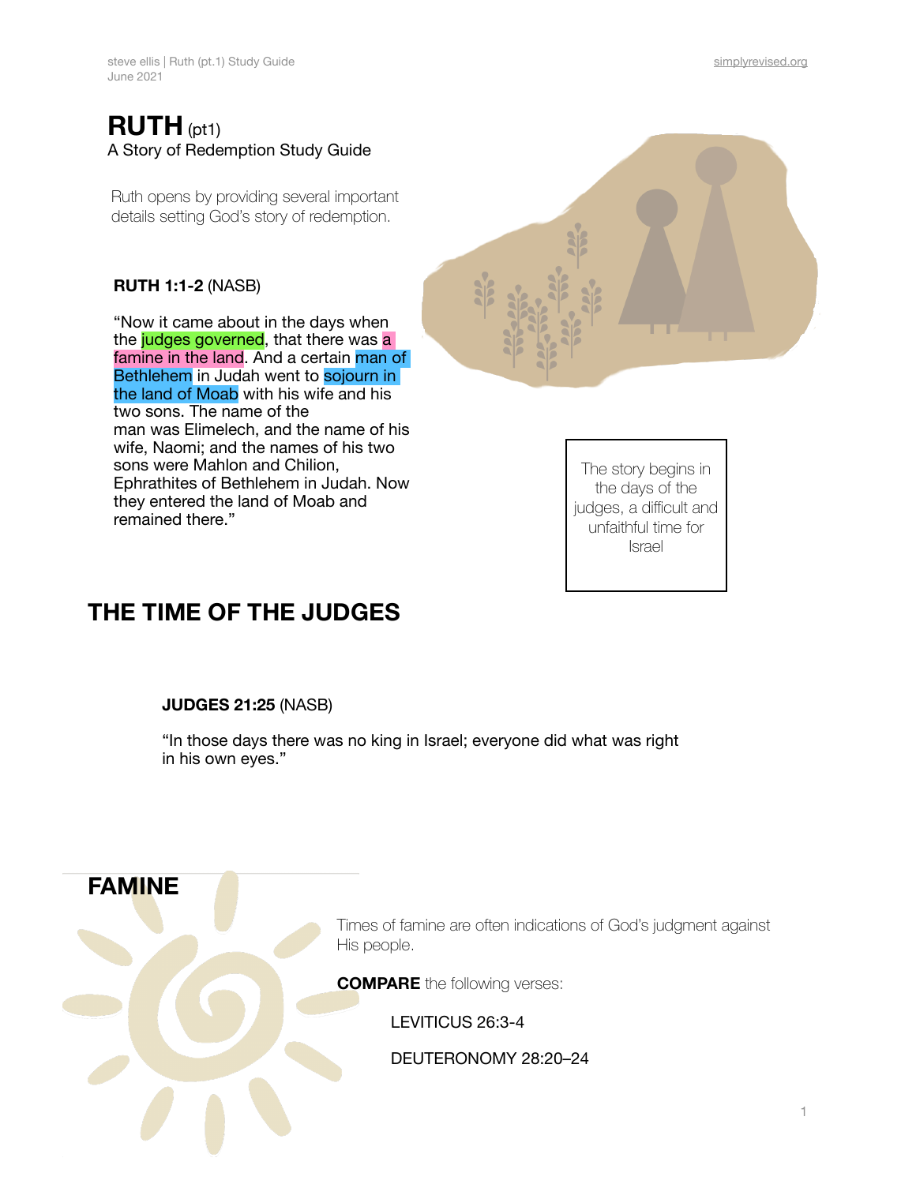# RUTH (pt1)

A Story of Redemption Study Guide

Ruth opens by providing several important details setting God's story of redemption.

**RUTH 1:1-2** (NASB)

"Now it came about in the days when the judges governed, that there was a famine in the land. And a certain man of Bethlehem in Judah went to sojourn in the land of Moab with his wife and his two sons. The name of the man was Elimelech, and the name of his wife, Naomi; and the names of his two sons were Mahlon and Chilion, Ephrathites of Bethlehem in Judah. Now they entered the land of Moab and remained there."

The story begins in the days of the judges, a difficult and unfaithful time for Israel

## THE TIME OF THE JUDGES

**JUDGES 21:25** (NASB)

"In those days there was no king in Israel; everyone did what was right in his own eyes."

## FAMINE

Times of famine are often indications of God's judgment against His people.

**COMPARE** the following verses:

LEVITICUS 26:3-4

DEUTERONOMY 28:20–24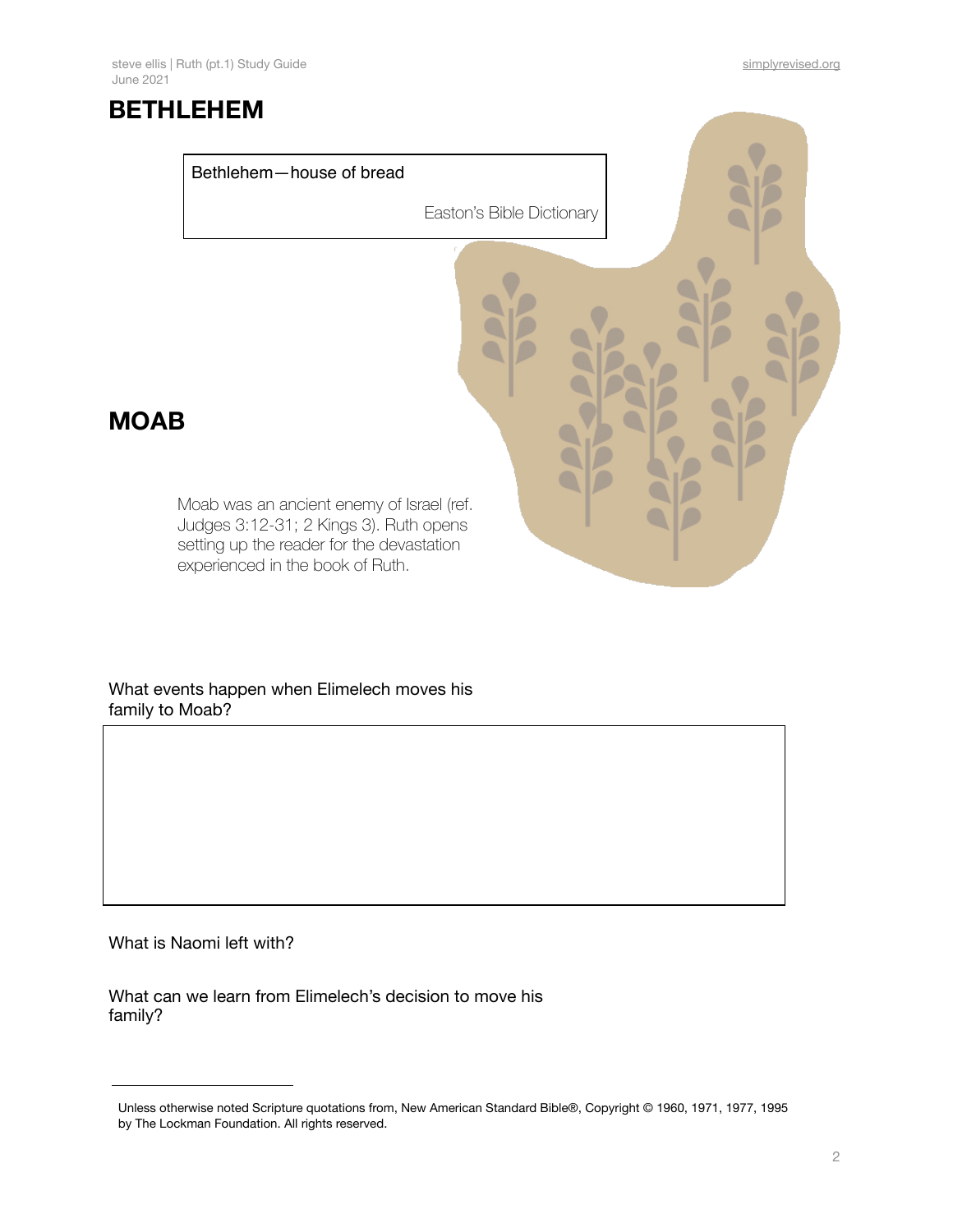# BETHLEHEM

> Bethlehem—house of bread
>
> Easton's Bible Dictionary

# MOAB

Moab was an ancient enemy of Israel (ref. Judges 3:12-31; 2 Kings 3). Ruth opens setting up the reader for the devastation experienced in the book of Ruth.

What events happen when Elimelech moves his family to Moab?

What is Naomi left with?

What can we learn from Elimelech's decision to move his family?

---

Unless otherwise noted Scripture quotations from, New American Standard Bible®, Copyright © 1960, 1971, 1977, 1995 by The Lockman Foundation. All rights reserved.